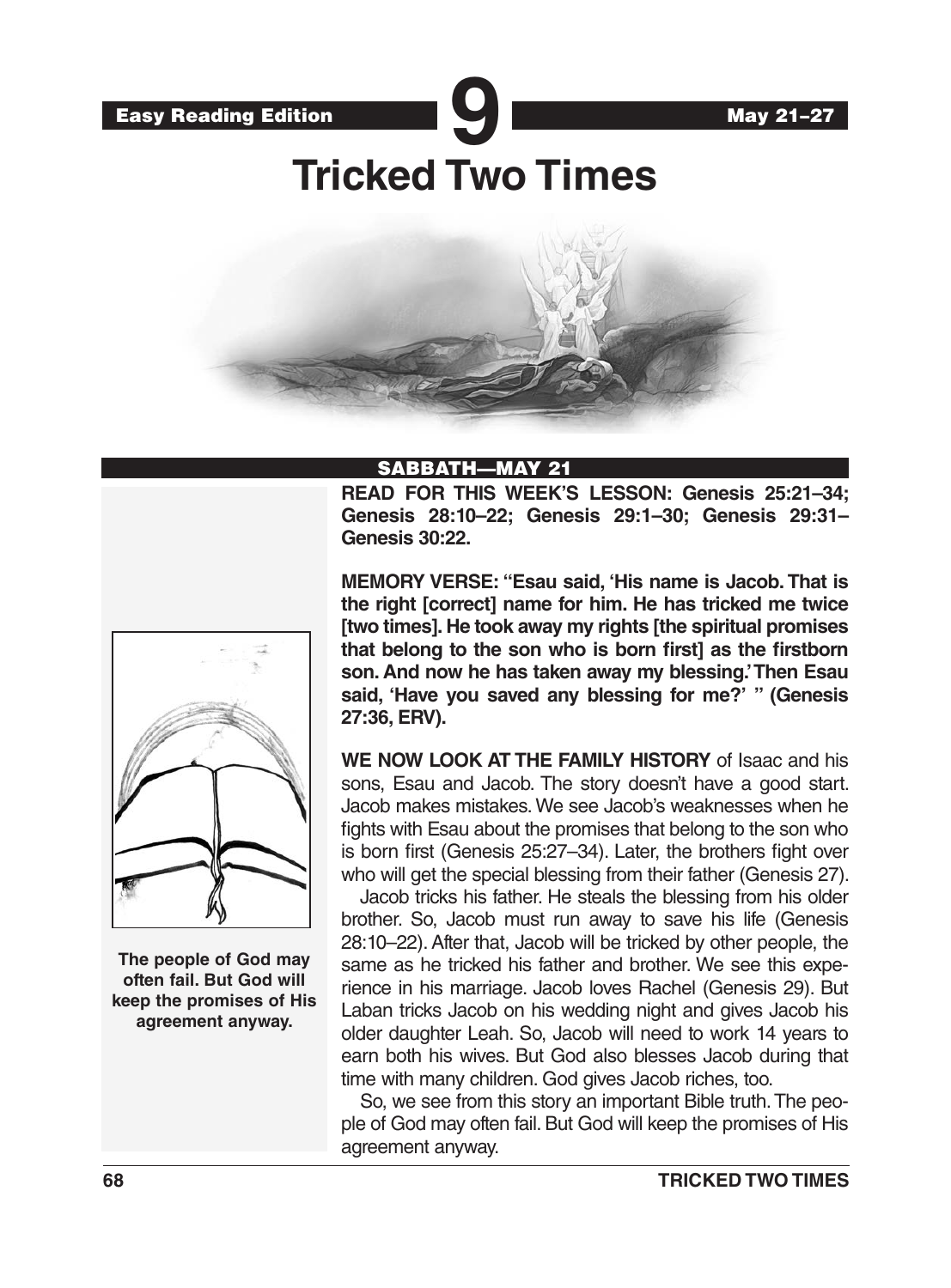Easy Reading Edition

# 9

May 21–27

# Tricked Two Times

## SABBATH—MAY 21

**READ FOR THIS WEEK'S LESSON: Genesis 25:21–34; Genesis 28:10–22; Genesis 29:1–30; Genesis 29:31–Genesis 30:22.**

**MEMORY VERSE: "Esau said, 'His name is Jacob. That is the right [correct] name for him. He has tricked me twice [two times]. He took away my rights [the spiritual promises that belong to the son who is born first] as the firstborn son. And now he has taken away my blessing.' Then Esau said, 'Have you saved any blessing for me?' " (Genesis 27:36, ERV).**

**The people of God may often fail. But God will keep the promises of His agreement anyway.**

**WE NOW LOOK AT THE FAMILY HISTORY** of Isaac and his sons, Esau and Jacob. The story doesn't have a good start. Jacob makes mistakes. We see Jacob's weaknesses when he fights with Esau about the promises that belong to the son who is born first (Genesis 25:27–34). Later, the brothers fight over who will get the special blessing from their father (Genesis 27).

Jacob tricks his father. He steals the blessing from his older brother. So, Jacob must run away to save his life (Genesis 28:10–22). After that, Jacob will be tricked by other people, the same as he tricked his father and brother. We see this experience in his marriage. Jacob loves Rachel (Genesis 29). But Laban tricks Jacob on his wedding night and gives Jacob his older daughter Leah. So, Jacob will need to work 14 years to earn both his wives. But God also blesses Jacob during that time with many children. God gives Jacob riches, too.

So, we see from this story an important Bible truth. The people of God may often fail. But God will keep the promises of His agreement anyway.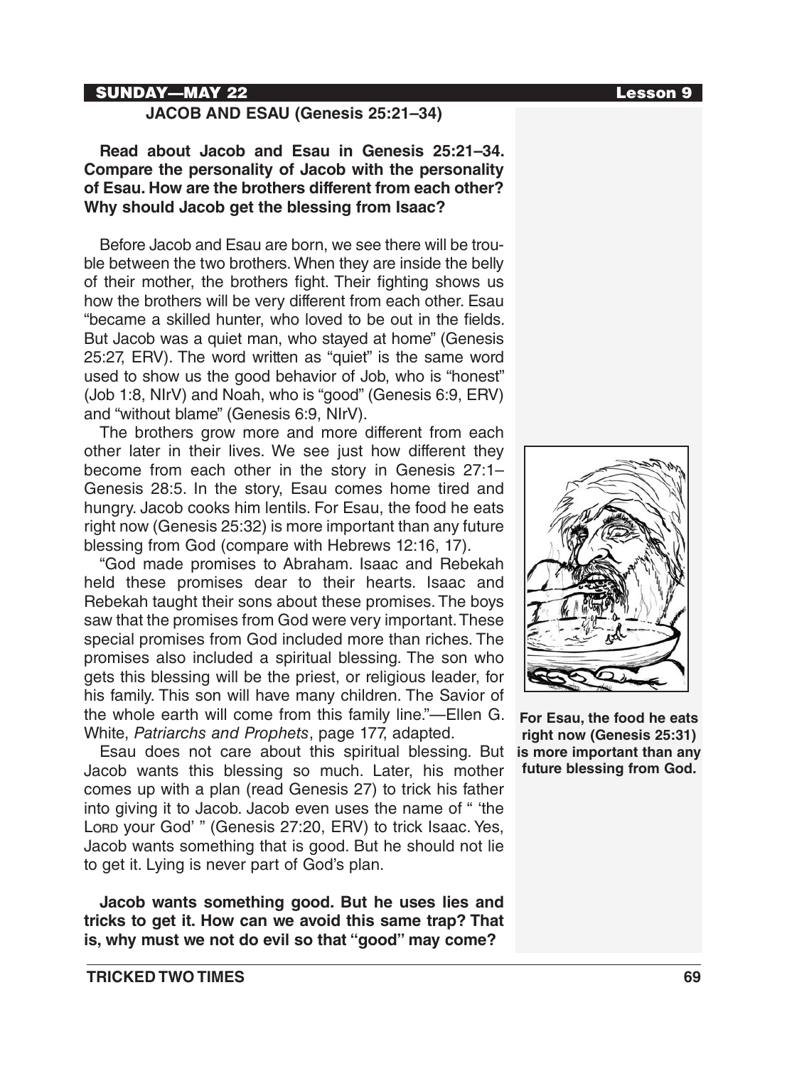## SUNDAY—MAY 22

### JACOB AND ESAU (Genesis 25:21–34)

**Read about Jacob and Esau in Genesis 25:21–34. Compare the personality of Jacob with the personality of Esau. How are the brothers different from each other? Why should Jacob get the blessing from Isaac?**

Before Jacob and Esau are born, we see there will be trouble between the two brothers. When they are inside the belly of their mother, the brothers fight. Their fighting shows us how the brothers will be very different from each other. Esau "became a skilled hunter, who loved to be out in the fields. But Jacob was a quiet man, who stayed at home" (Genesis 25:27, ERV). The word written as "quiet" is the same word used to show us the good behavior of Job, who is "honest" (Job 1:8, NIrV) and Noah, who is "good" (Genesis 6:9, ERV) and "without blame" (Genesis 6:9, NIrV).

The brothers grow more and more different from each other later in their lives. We see just how different they become from each other in the story in Genesis 27:1–Genesis 28:5. In the story, Esau comes home tired and hungry. Jacob cooks him lentils. For Esau, the food he eats right now (Genesis 25:32) is more important than any future blessing from God (compare with Hebrews 12:16, 17).

"God made promises to Abraham. Isaac and Rebekah held these promises dear to their hearts. Isaac and Rebekah taught their sons about these promises. The boys saw that the promises from God were very important. These special promises from God included more than riches. The promises also included a spiritual blessing. The son who gets this blessing will be the priest, or religious leader, for his family. This son will have many children. The Savior of the whole earth will come from this family line."—Ellen G. White, *Patriarchs and Prophets*, page 177, adapted.

Esau does not care about this spiritual blessing. But Jacob wants this blessing so much. Later, his mother comes up with a plan (read Genesis 27) to trick his father into giving it to Jacob. Jacob even uses the name of " 'the LORD your God' " (Genesis 27:20, ERV) to trick Isaac. Yes, Jacob wants something that is good. But he should not lie to get it. Lying is never part of God's plan.

**For Esau, the food he eats right now (Genesis 25:31) is more important than any future blessing from God.**

**Jacob wants something good. But he uses lies and tricks to get it. How can we avoid this same trap? That is, why must we not do evil so that "good" may come?**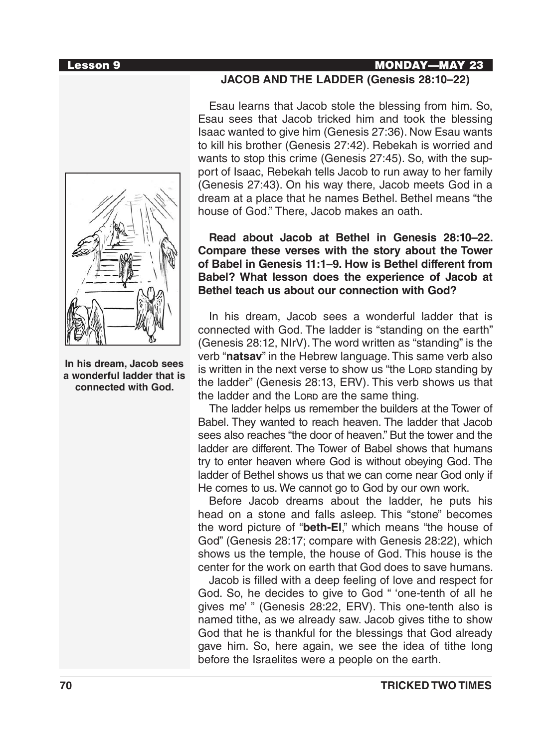## JACOB AND THE LADDER (Genesis 28:10–22)

In his dream, Jacob sees a wonderful ladder that is connected with God.

Esau learns that Jacob stole the blessing from him. So, Esau sees that Jacob tricked him and took the blessing Isaac wanted to give him (Genesis 27:36). Now Esau wants to kill his brother (Genesis 27:42). Rebekah is worried and wants to stop this crime (Genesis 27:45). So, with the support of Isaac, Rebekah tells Jacob to run away to her family (Genesis 27:43). On his way there, Jacob meets God in a dream at a place that he names Bethel. Bethel means "the house of God." There, Jacob makes an oath.

**Read about Jacob at Bethel in Genesis 28:10–22. Compare these verses with the story about the Tower of Babel in Genesis 11:1–9. How is Bethel different from Babel? What lesson does the experience of Jacob at Bethel teach us about our connection with God?**

In his dream, Jacob sees a wonderful ladder that is connected with God. The ladder is "standing on the earth" (Genesis 28:12, NIrV). The word written as "standing" is the verb "**natsav**" in the Hebrew language. This same verb also is written in the next verse to show us "the LORD standing by the ladder" (Genesis 28:13, ERV). This verb shows us that the ladder and the LORD are the same thing.

The ladder helps us remember the builders at the Tower of Babel. They wanted to reach heaven. The ladder that Jacob sees also reaches "the door of heaven." But the tower and the ladder are different. The Tower of Babel shows that humans try to enter heaven where God is without obeying God. The ladder of Bethel shows us that we can come near God only if He comes to us. We cannot go to God by our own work.

Before Jacob dreams about the ladder, he puts his head on a stone and falls asleep. This "stone" becomes the word picture of "**beth-El**," which means "the house of God" (Genesis 28:17; compare with Genesis 28:22), which shows us the temple, the house of God. This house is the center for the work on earth that God does to save humans.

Jacob is filled with a deep feeling of love and respect for God. So, he decides to give to God " 'one-tenth of all he gives me' " (Genesis 28:22, ERV). This one-tenth also is named tithe, as we already saw. Jacob gives tithe to show God that he is thankful for the blessings that God already gave him. So, here again, we see the idea of tithe long before the Israelites were a people on the earth.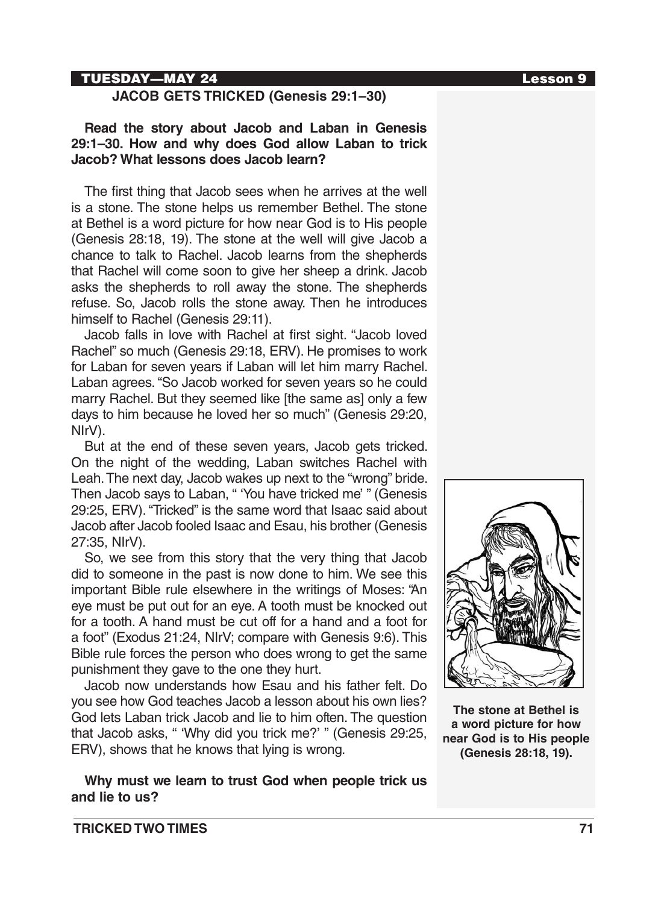**TUESDAY—MAY 24**

### JACOB GETS TRICKED (Genesis 29:1–30)

**Read the story about Jacob and Laban in Genesis 29:1–30. How and why does God allow Laban to trick Jacob? What lessons does Jacob learn?**

The first thing that Jacob sees when he arrives at the well is a stone. The stone helps us remember Bethel. The stone at Bethel is a word picture for how near God is to His people (Genesis 28:18, 19). The stone at the well will give Jacob a chance to talk to Rachel. Jacob learns from the shepherds that Rachel will come soon to give her sheep a drink. Jacob asks the shepherds to roll away the stone. The shepherds refuse. So, Jacob rolls the stone away. Then he introduces himself to Rachel (Genesis 29:11).

Jacob falls in love with Rachel at first sight. "Jacob loved Rachel" so much (Genesis 29:18, ERV). He promises to work for Laban for seven years if Laban will let him marry Rachel. Laban agrees. "So Jacob worked for seven years so he could marry Rachel. But they seemed like [the same as] only a few days to him because he loved her so much" (Genesis 29:20, NIrV).

But at the end of these seven years, Jacob gets tricked. On the night of the wedding, Laban switches Rachel with Leah. The next day, Jacob wakes up next to the "wrong" bride. Then Jacob says to Laban, " 'You have tricked me' " (Genesis 29:25, ERV). "Tricked" is the same word that Isaac said about Jacob after Jacob fooled Isaac and Esau, his brother (Genesis 27:35, NIrV).

So, we see from this story that the very thing that Jacob did to someone in the past is now done to him. We see this important Bible rule elsewhere in the writings of Moses: "An eye must be put out for an eye. A tooth must be knocked out for a tooth. A hand must be cut off for a hand and a foot for a foot" (Exodus 21:24, NIrV; compare with Genesis 9:6). This Bible rule forces the person who does wrong to get the same punishment they gave to the one they hurt.

Jacob now understands how Esau and his father felt. Do you see how God teaches Jacob a lesson about his own lies? God lets Laban trick Jacob and lie to him often. The question that Jacob asks, " 'Why did you trick me?' " (Genesis 29:25, ERV), shows that he knows that lying is wrong.

**Why must we learn to trust God when people trick us and lie to us?**

**The stone at Bethel is a word picture for how near God is to His people (Genesis 28:18, 19).**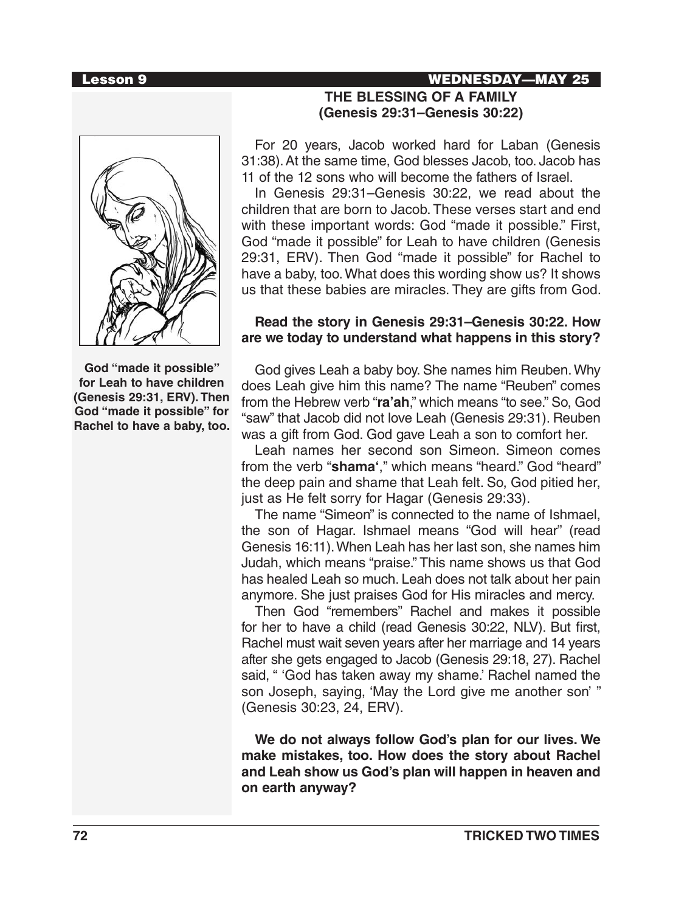## THE BLESSING OF A FAMILY
## (Genesis 29:31–Genesis 30:22)

**God "made it possible" for Leah to have children (Genesis 29:31, ERV). Then God "made it possible" for Rachel to have a baby, too.**

For 20 years, Jacob worked hard for Laban (Genesis 31:38). At the same time, God blesses Jacob, too. Jacob has 11 of the 12 sons who will become the fathers of Israel.

In Genesis 29:31–Genesis 30:22, we read about the children that are born to Jacob. These verses start and end with these important words: God "made it possible." First, God "made it possible" for Leah to have children (Genesis 29:31, ERV). Then God "made it possible" for Rachel to have a baby, too. What does this wording show us? It shows us that these babies are miracles. They are gifts from God.

**Read the story in Genesis 29:31–Genesis 30:22. How are we today to understand what happens in this story?**

God gives Leah a baby boy. She names him Reuben. Why does Leah give him this name? The name "Reuben" comes from the Hebrew verb "**ra'ah**," which means "to see." So, God "saw" that Jacob did not love Leah (Genesis 29:31). Reuben was a gift from God. God gave Leah a son to comfort her.

Leah names her second son Simeon. Simeon comes from the verb "**shama'**," which means "heard." God "heard" the deep pain and shame that Leah felt. So, God pitied her, just as He felt sorry for Hagar (Genesis 29:33).

The name "Simeon" is connected to the name of Ishmael, the son of Hagar. Ishmael means "God will hear" (read Genesis 16:11). When Leah has her last son, she names him Judah, which means "praise." This name shows us that God has healed Leah so much. Leah does not talk about her pain anymore. She just praises God for His miracles and mercy.

Then God "remembers" Rachel and makes it possible for her to have a child (read Genesis 30:22, NLV). But first, Rachel must wait seven years after her marriage and 14 years after she gets engaged to Jacob (Genesis 29:18, 27). Rachel said, " 'God has taken away my shame.' Rachel named the son Joseph, saying, 'May the Lord give me another son' " (Genesis 30:23, 24, ERV).

**We do not always follow God's plan for our lives. We make mistakes, too. How does the story about Rachel and Leah show us God's plan will happen in heaven and on earth anyway?**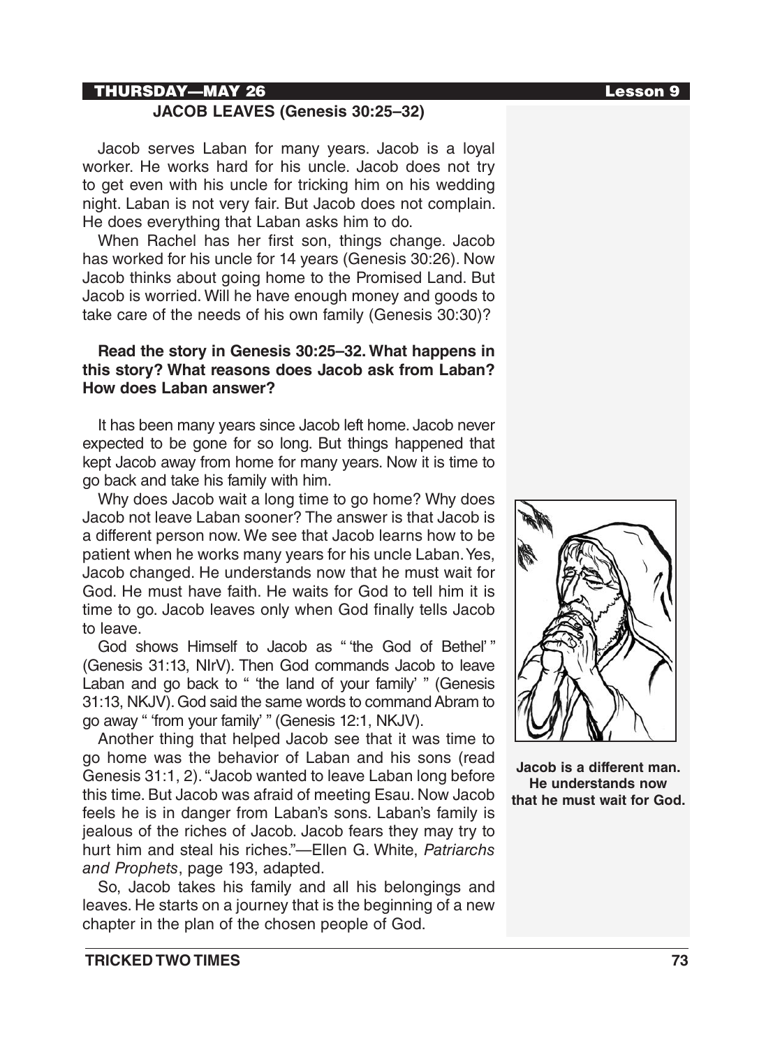## THURSDAY—MAY 26

### JACOB LEAVES (Genesis 30:25–32)

Jacob serves Laban for many years. Jacob is a loyal worker. He works hard for his uncle. Jacob does not try to get even with his uncle for tricking him on his wedding night. Laban is not very fair. But Jacob does not complain. He does everything that Laban asks him to do.

When Rachel has her first son, things change. Jacob has worked for his uncle for 14 years (Genesis 30:26). Now Jacob thinks about going home to the Promised Land. But Jacob is worried. Will he have enough money and goods to take care of the needs of his own family (Genesis 30:30)?

**Read the story in Genesis 30:25–32. What happens in this story? What reasons does Jacob ask from Laban? How does Laban answer?**

It has been many years since Jacob left home. Jacob never expected to be gone for so long. But things happened that kept Jacob away from home for many years. Now it is time to go back and take his family with him.

Why does Jacob wait a long time to go home? Why does Jacob not leave Laban sooner? The answer is that Jacob is a different person now. We see that Jacob learns how to be patient when he works many years for his uncle Laban. Yes, Jacob changed. He understands now that he must wait for God. He must have faith. He waits for God to tell him it is time to go. Jacob leaves only when God finally tells Jacob to leave.

God shows Himself to Jacob as " 'the God of Bethel' " (Genesis 31:13, NIrV). Then God commands Jacob to leave Laban and go back to " 'the land of your family' " (Genesis 31:13, NKJV). God said the same words to command Abram to go away " 'from your family' " (Genesis 12:1, NKJV).

Another thing that helped Jacob see that it was time to go home was the behavior of Laban and his sons (read Genesis 31:1, 2). "Jacob wanted to leave Laban long before this time. But Jacob was afraid of meeting Esau. Now Jacob feels he is in danger from Laban's sons. Laban's family is jealous of the riches of Jacob. Jacob fears they may try to hurt him and steal his riches."—Ellen G. White, *Patriarchs and Prophets*, page 193, adapted.

So, Jacob takes his family and all his belongings and leaves. He starts on a journey that is the beginning of a new chapter in the plan of the chosen people of God.

**Jacob is a different man. He understands now that he must wait for God.**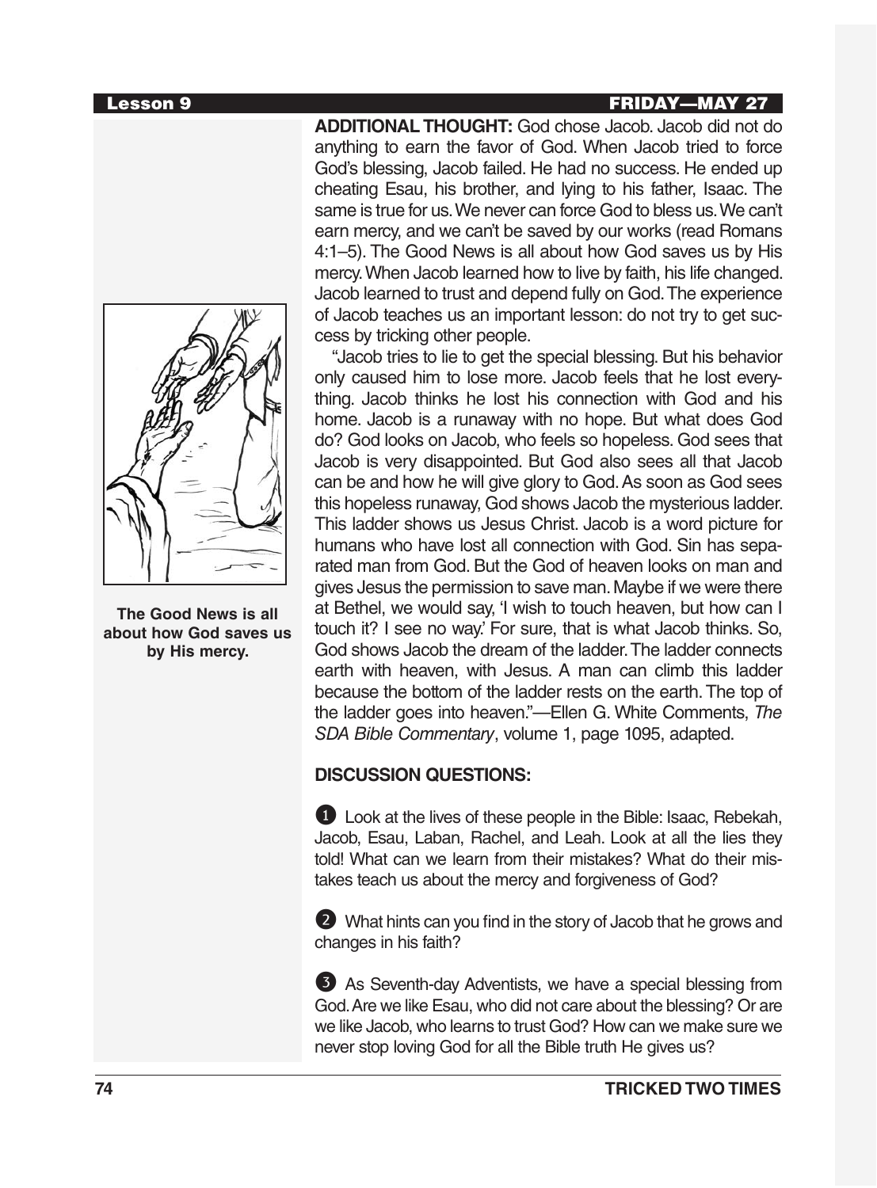**ADDITIONAL THOUGHT:** God chose Jacob. Jacob did not do anything to earn the favor of God. When Jacob tried to force God's blessing, Jacob failed. He had no success. He ended up cheating Esau, his brother, and lying to his father, Isaac. The same is true for us. We never can force God to bless us. We can't earn mercy, and we can't be saved by our works (read Romans 4:1–5). The Good News is all about how God saves us by His mercy. When Jacob learned how to live by faith, his life changed. Jacob learned to trust and depend fully on God. The experience of Jacob teaches us an important lesson: do not try to get success by tricking other people.

"Jacob tries to lie to get the special blessing. But his behavior only caused him to lose more. Jacob feels that he lost everything. Jacob thinks he lost his connection with God and his home. Jacob is a runaway with no hope. But what does God do? God looks on Jacob, who feels so hopeless. God sees that Jacob is very disappointed. But God also sees all that Jacob can be and how he will give glory to God. As soon as God sees this hopeless runaway, God shows Jacob the mysterious ladder. This ladder shows us Jesus Christ. Jacob is a word picture for humans who have lost all connection with God. Sin has separated man from God. But the God of heaven looks on man and gives Jesus the permission to save man. Maybe if we were there at Bethel, we would say, 'I wish to touch heaven, but how can I touch it? I see no way.' For sure, that is what Jacob thinks. So, God shows Jacob the dream of the ladder. The ladder connects earth with heaven, with Jesus. A man can climb this ladder because the bottom of the ladder rests on the earth. The top of the ladder goes into heaven."—Ellen G. White Comments, *The SDA Bible Commentary*, volume 1, page 1095, adapted.

**The Good News is all about how God saves us by His mercy.**

**DISCUSSION QUESTIONS:**

1. Look at the lives of these people in the Bible: Isaac, Rebekah, Jacob, Esau, Laban, Rachel, and Leah. Look at all the lies they told! What can we learn from their mistakes? What do their mistakes teach us about the mercy and forgiveness of God?

2. What hints can you find in the story of Jacob that he grows and changes in his faith?

3. As Seventh-day Adventists, we have a special blessing from God. Are we like Esau, who did not care about the blessing? Or are we like Jacob, who learns to trust God? How can we make sure we never stop loving God for all the Bible truth He gives us?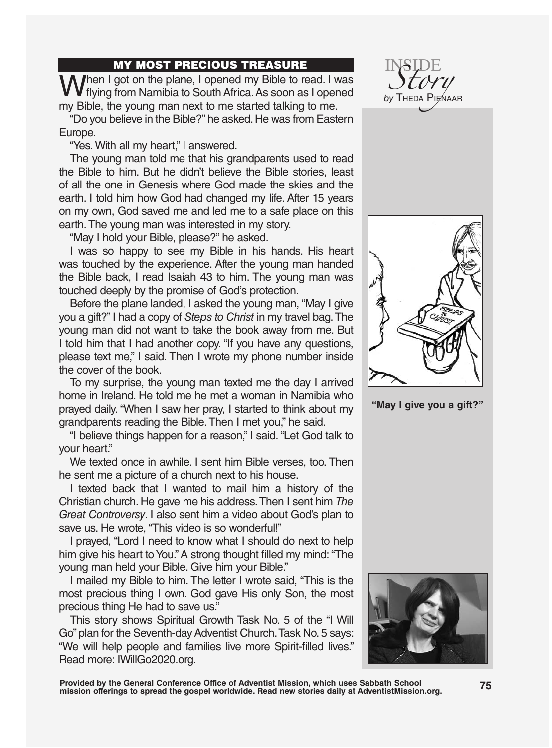## MY MOST PRECIOUS TREASURE

INSIDE *Story* by THEDA PIENAAR

When I got on the plane, I opened my Bible to read. I was flying from Namibia to South Africa. As soon as I opened my Bible, the young man next to me started talking to me.

"Do you believe in the Bible?" he asked. He was from Eastern Europe.

"Yes. With all my heart," I answered.

The young man told me that his grandparents used to read the Bible to him. But he didn't believe the Bible stories, least of all the one in Genesis where God made the skies and the earth. I told him how God had changed my life. After 15 years on my own, God saved me and led me to a safe place on this earth. The young man was interested in my story.

"May I hold your Bible, please?" he asked.

I was so happy to see my Bible in his hands. His heart was touched by the experience. After the young man handed the Bible back, I read Isaiah 43 to him. The young man was touched deeply by the promise of God's protection.

Before the plane landed, I asked the young man, "May I give you a gift?" I had a copy of *Steps to Christ* in my travel bag. The young man did not want to take the book away from me. But I told him that I had another copy. "If you have any questions, please text me," I said. Then I wrote my phone number inside the cover of the book.

**"May I give you a gift?"**

To my surprise, the young man texted me the day I arrived home in Ireland. He told me he met a woman in Namibia who prayed daily. "When I saw her pray, I started to think about my grandparents reading the Bible. Then I met you," he said.

"I believe things happen for a reason," I said. "Let God talk to your heart."

We texted once in awhile. I sent him Bible verses, too. Then he sent me a picture of a church next to his house.

I texted back that I wanted to mail him a history of the Christian church. He gave me his address. Then I sent him *The Great Controversy*. I also sent him a video about God's plan to save us. He wrote, "This video is so wonderful!"

I prayed, "Lord I need to know what I should do next to help him give his heart to You." A strong thought filled my mind: "The young man held your Bible. Give him your Bible."

I mailed my Bible to him. The letter I wrote said, "This is the most precious thing I own. God gave His only Son, the most precious thing He had to save us."

This story shows Spiritual Growth Task No. 5 of the "I Will Go" plan for the Seventh-day Adventist Church. Task No. 5 says: "We will help people and families live more Spirit-filled lives." Read more: IWillGo2020.org.

**Provided by the General Conference Office of Adventist Mission, which uses Sabbath School mission offerings to spread the gospel worldwide. Read new stories daily at AdventistMission.org.**